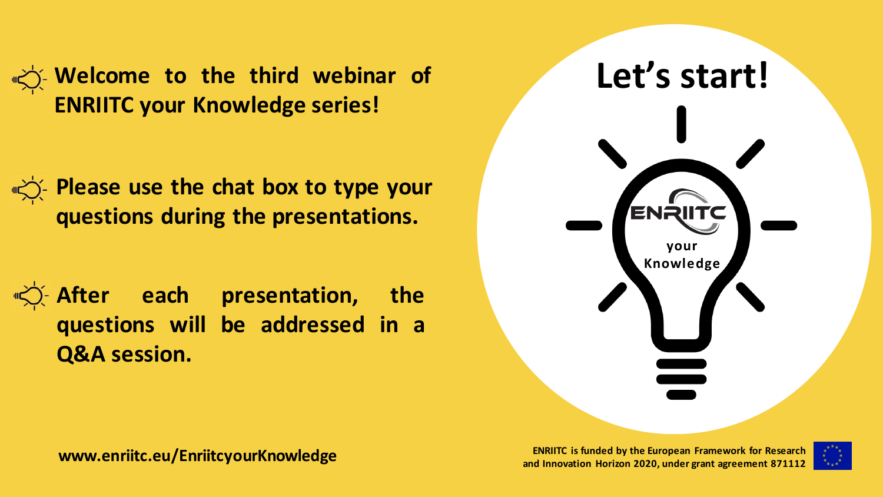- **Welcome to the third webinar of ENRIITC your Knowledge series!**
- **Please use the chat box to type your questions during the presentations.**
- **After each presentation, the questions will be addressed in a Q&A session.**

# Let's start!

ENRIITC your Knowledge

**www.enriitc.eu/EnriitcyourKnowledge**

**ENRIITC is funded by the European Framework for Research and Innovation Horizon 2020, under grant agreement 871112**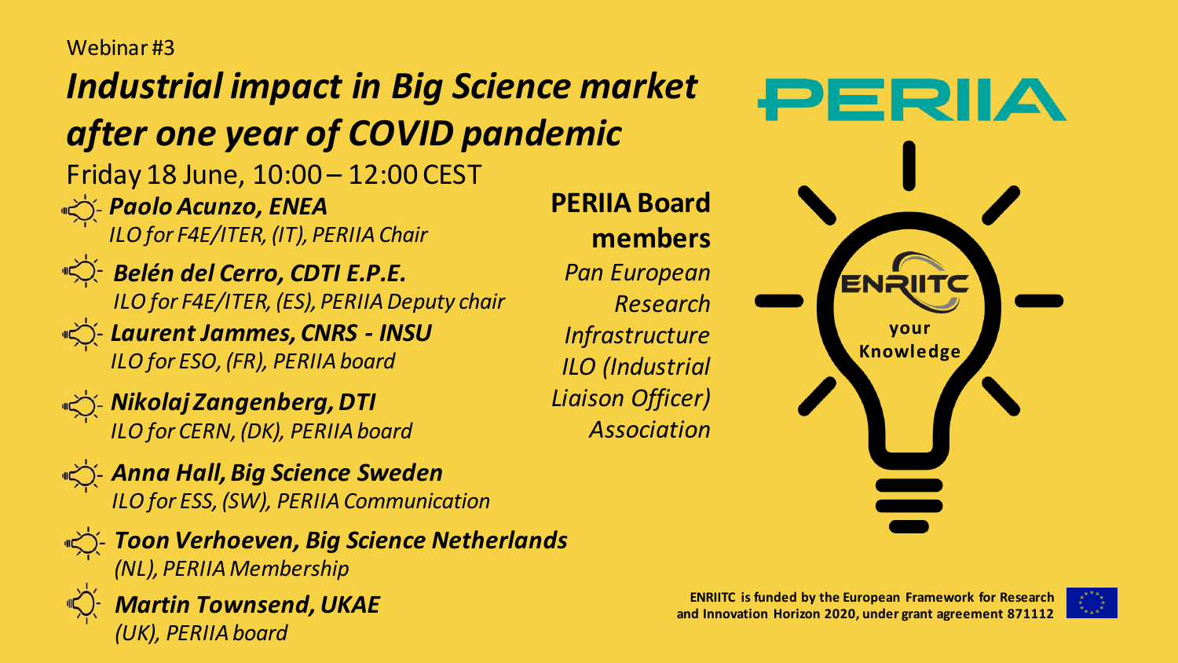Webinar #3

# *Industrial impact in Big Science market after one year of COVID pandemic*

Friday 18 June, 10:00 – 12:00 CEST

- ***Paolo Acunzo, ENEA***
  *ILO for F4E/ITER, (IT), PERIIA Chair*
- ***Belén del Cerro, CDTI E.P.E.***
  *ILO for F4E/ITER, (ES), PERIIA Deputy chair*
- ***Laurent Jammes, CNRS - INSU***
  *ILO for ESO, (FR), PERIIA board*
- ***Nikolaj Zangenberg, DTI***
  *ILO for CERN, (DK), PERIIA board*
- ***Anna Hall, Big Science Sweden***
  *ILO for ESS, (SW), PERIIA Communication*
- ***Toon Verhoeven, Big Science Netherlands***
  *(NL), PERIIA Membership*
- ***Martin Townsend, UKAE***
  *(UK), PERIIA board*

**PERIIA Board members**

*Pan European Research Infrastructure ILO (Industrial Liaison Officer) Association*

PERIIA

ENRIITC your Knowledge

**ENRIITC is funded by the European Framework for Research and Innovation Horizon 2020, under grant agreement 871112**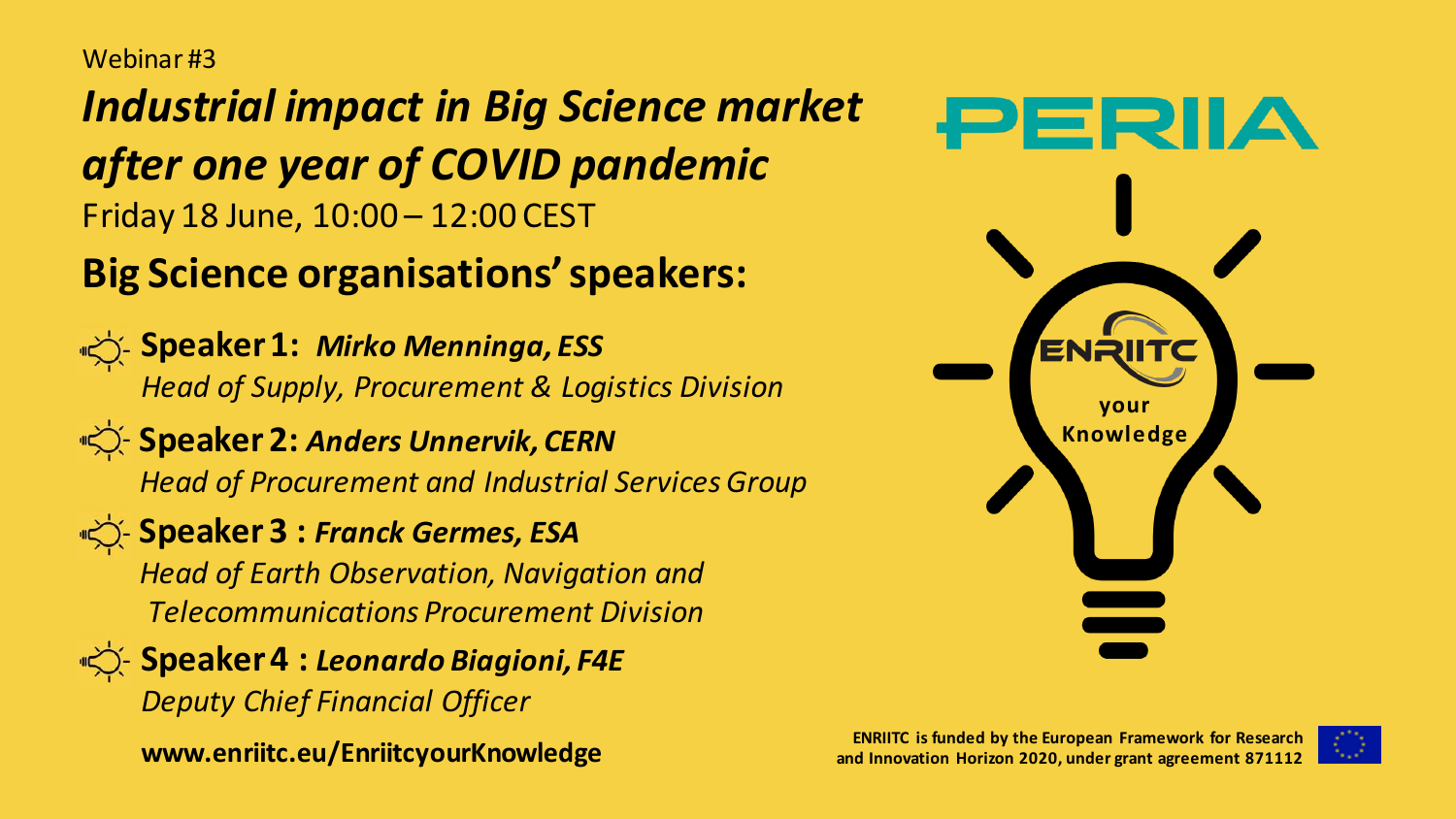Webinar #3

# *Industrial impact in Big Science market after one year of COVID pandemic*

Friday 18 June, 10:00 – 12:00 CEST

## Big Science organisations' speakers:

- **Speaker 1:** ***Mirko Menninga, ESS***
  *Head of Supply, Procurement & Logistics Division*
- **Speaker 2:** ***Anders Unnervik, CERN***
  *Head of Procurement and Industrial Services Group*
- **Speaker 3 :** ***Franck Germes, ESA***
  *Head of Earth Observation, Navigation and Telecommunications Procurement Division*
- **Speaker 4 :** ***Leonardo Biagioni, F4E***
  *Deputy Chief Financial Officer*

**www.enriitc.eu/EnriitcyourKnowledge**

PERIIA

ENRIITC your Knowledge

**ENRIITC is funded by the European Framework for Research and Innovation Horizon 2020, under grant agreement 871112**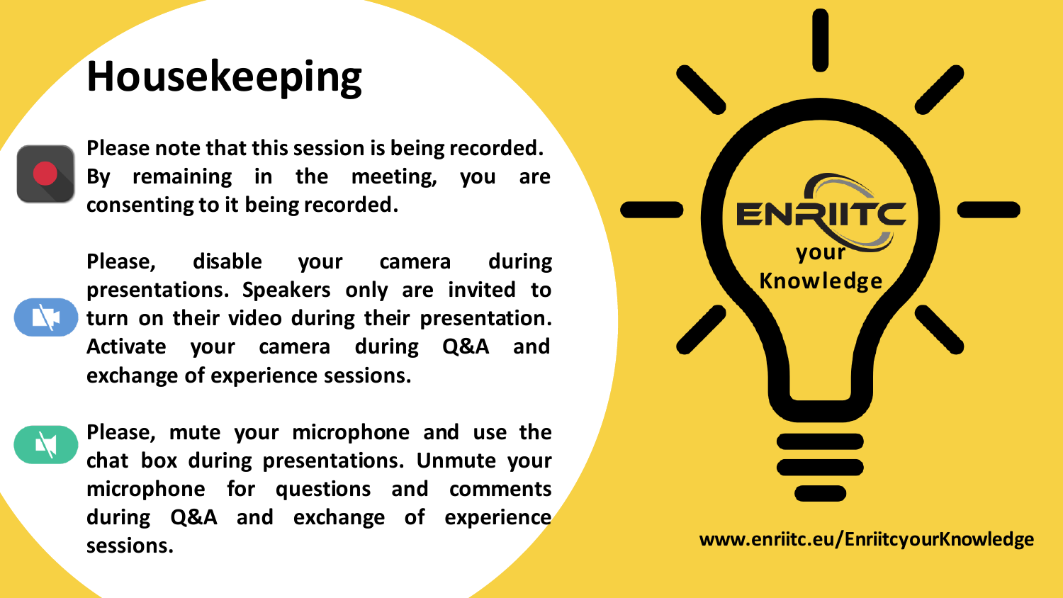# Housekeeping

Please note that this session is being recorded. By remaining in the meeting, you are consenting to it being recorded.

Please, disable your camera during presentations. Speakers only are invited to turn on their video during their presentation. Activate your camera during Q&A and exchange of experience sessions.

Please, mute your microphone and use the chat box during presentations. Unmute your microphone for questions and comments during Q&A and exchange of experience sessions.

ENRIITC your Knowledge

www.enriitc.eu/EnriitcyourKnowledge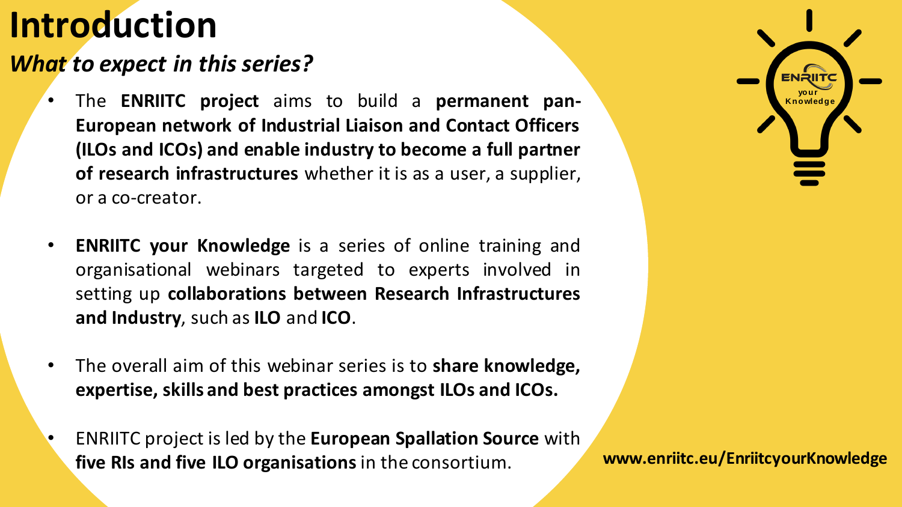# Introduction

## *What to expect in this series?*

- The **ENRIITC project** aims to build a **permanent pan-European network of Industrial Liaison and Contact Officers (ILOs and ICOs) and enable industry to become a full partner of research infrastructures** whether it is as a user, a supplier, or a co-creator.

- **ENRIITC your Knowledge** is a series of online training and organisational webinars targeted to experts involved in setting up **collaborations between Research Infrastructures and Industry**, such as **ILO** and **ICO**.

- The overall aim of this webinar series is to **share knowledge, expertise, skills and best practices amongst ILOs and ICOs.**

- ENRIITC project is led by the **European Spallation Source** with **five RIs and five ILO organisations** in the consortium.

ENRIITC your Knowledge

**www.enriitc.eu/EnriitcyourKnowledge**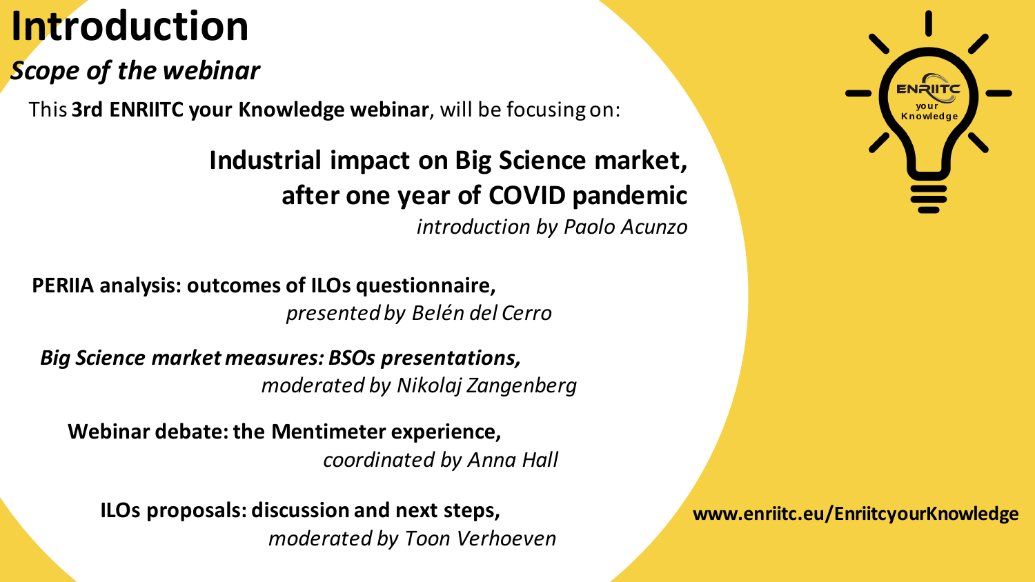# Introduction

## *Scope of the webinar*

This **3rd ENRIITC your Knowledge webinar**, will be focusing on:

**Industrial impact on Big Science market, after one year of COVID pandemic**
*introduction by Paolo Acunzo*

**PERIIA analysis: outcomes of ILOs questionnaire,**
*presented by Belén del Cerro*

***Big Science market measures: BSOs presentations,***
*moderated by Nikolaj Zangenberg*

**Webinar debate: the Mentimeter experience,**
*coordinated by Anna Hall*

**ILOs proposals: discussion and next steps,**
*moderated by Toon Verhoeven*

ENRIITC your Knowledge

**www.enriitc.eu/EnriitcyourKnowledge**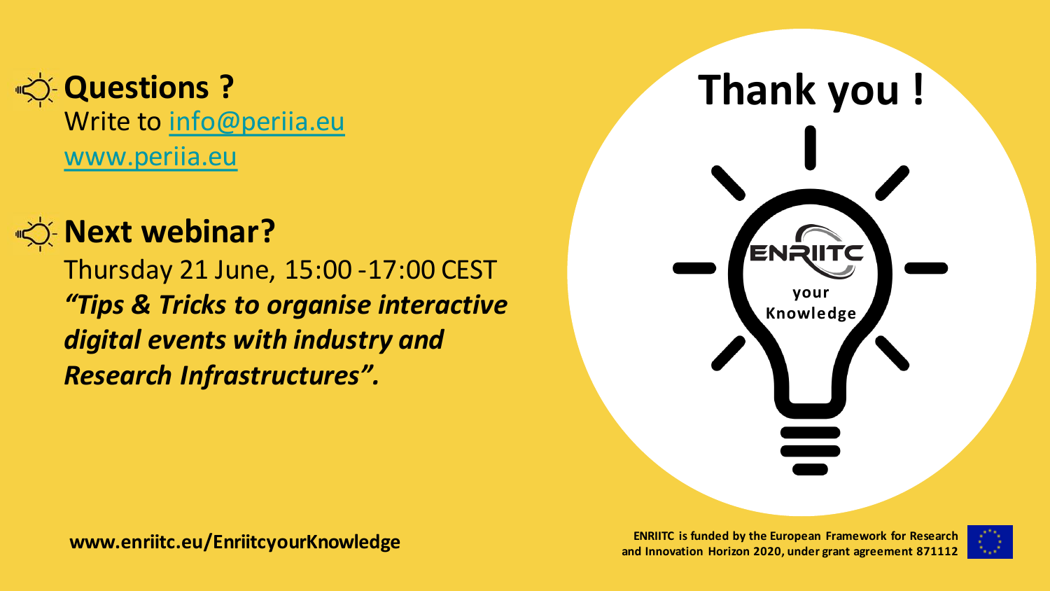## Questions ?

Write to info@periia.eu

www.periia.eu

## Next webinar?

Thursday 21 June, 15:00 -17:00 CEST

***"Tips & Tricks to organise interactive digital events with industry and Research Infrastructures".***

# Thank you !

ENRIITC

your Knowledge

**www.enriitc.eu/EnriitcyourKnowledge**

**ENRIITC is funded by the European Framework for Research and Innovation Horizon 2020, under grant agreement 871112**